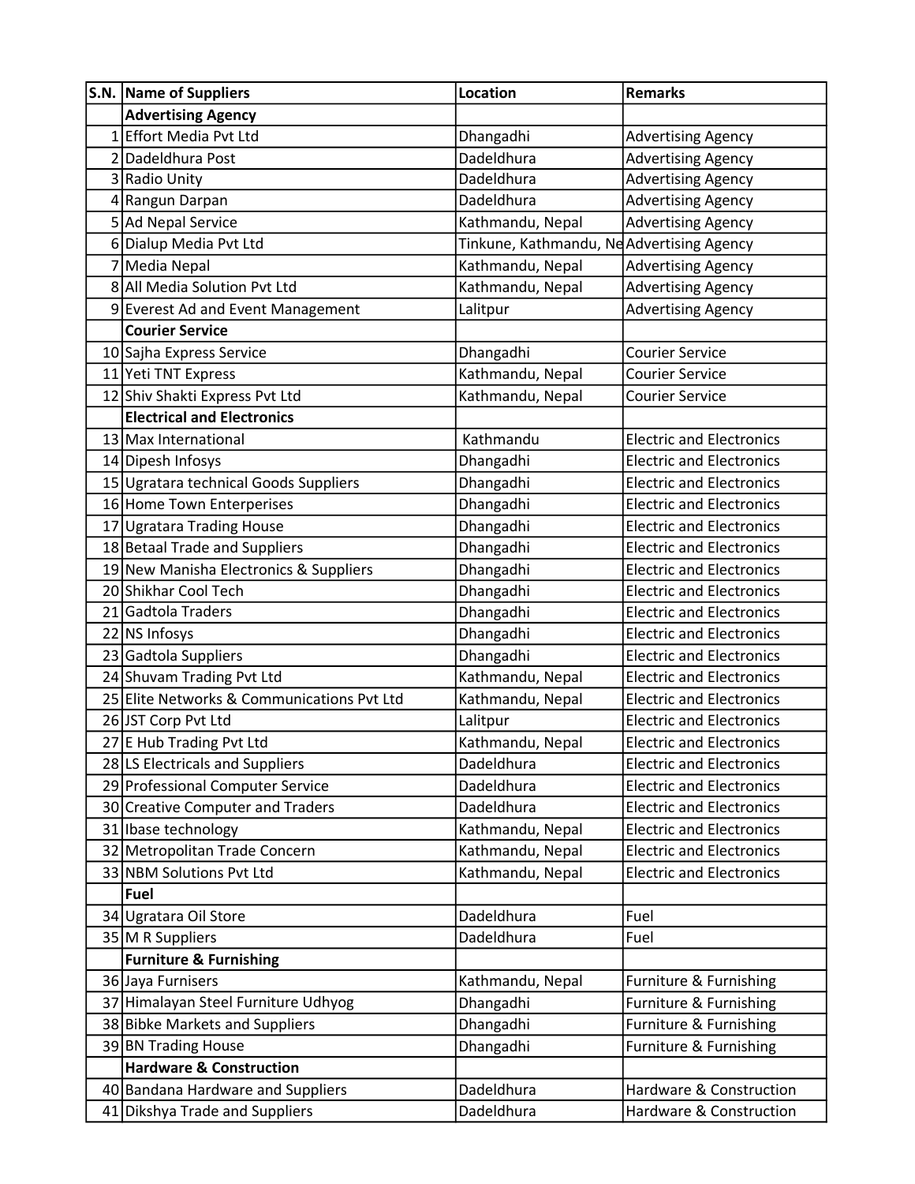| S.N. | Name of Suppliers | Location | Remarks |
|---|---|---|---|
| | **Advertising Agency** | | |
| 1 | Effort Media Pvt Ltd | Dhangadhi | Advertising Agency |
| 2 | Dadeldhura Post | Dadeldhura | Advertising Agency |
| 3 | Radio Unity | Dadeldhura | Advertising Agency |
| 4 | Rangun Darpan | Dadeldhura | Advertising Agency |
| 5 | Ad Nepal Service | Kathmandu, Nepal | Advertising Agency |
| 6 | Dialup Media Pvt Ltd | Tinkune, Kathmandu, Ne | Advertising Agency |
| 7 | Media Nepal | Kathmandu, Nepal | Advertising Agency |
| 8 | All Media Solution Pvt Ltd | Kathmandu, Nepal | Advertising Agency |
| 9 | Everest Ad and Event Management | Lalitpur | Advertising Agency |
| | **Courier Service** | | |
| 10 | Sajha Express Service | Dhangadhi | Courier Service |
| 11 | Yeti TNT Express | Kathmandu, Nepal | Courier Service |
| 12 | Shiv Shakti Express Pvt Ltd | Kathmandu, Nepal | Courier Service |
| | **Electrical and Electronics** | | |
| 13 | Max International | Kathmandu | Electric and Electronics |
| 14 | Dipesh Infosys | Dhangadhi | Electric and Electronics |
| 15 | Ugratara technical Goods Suppliers | Dhangadhi | Electric and Electronics |
| 16 | Home Town Enterperises | Dhangadhi | Electric and Electronics |
| 17 | Ugratara Trading House | Dhangadhi | Electric and Electronics |
| 18 | Betaal Trade and Suppliers | Dhangadhi | Electric and Electronics |
| 19 | New Manisha Electronics & Suppliers | Dhangadhi | Electric and Electronics |
| 20 | Shikhar Cool Tech | Dhangadhi | Electric and Electronics |
| 21 | Gadtola Traders | Dhangadhi | Electric and Electronics |
| 22 | NS Infosys | Dhangadhi | Electric and Electronics |
| 23 | Gadtola Suppliers | Dhangadhi | Electric and Electronics |
| 24 | Shuvam Trading Pvt Ltd | Kathmandu, Nepal | Electric and Electronics |
| 25 | Elite Networks & Communications Pvt Ltd | Kathmandu, Nepal | Electric and Electronics |
| 26 | JST Corp Pvt Ltd | Lalitpur | Electric and Electronics |
| 27 | E Hub Trading Pvt Ltd | Kathmandu, Nepal | Electric and Electronics |
| 28 | LS Electricals and Suppliers | Dadeldhura | Electric and Electronics |
| 29 | Professional Computer Service | Dadeldhura | Electric and Electronics |
| 30 | Creative Computer and Traders | Dadeldhura | Electric and Electronics |
| 31 | Ibase technology | Kathmandu, Nepal | Electric and Electronics |
| 32 | Metropolitan Trade Concern | Kathmandu, Nepal | Electric and Electronics |
| 33 | NBM Solutions Pvt Ltd | Kathmandu, Nepal | Electric and Electronics |
| | **Fuel** | | |
| 34 | Ugratara Oil Store | Dadeldhura | Fuel |
| 35 | M R Suppliers | Dadeldhura | Fuel |
| | **Furniture & Furnishing** | | |
| 36 | Jaya Furnisers | Kathmandu, Nepal | Furniture & Furnishing |
| 37 | Himalayan Steel Furniture Udhyog | Dhangadhi | Furniture & Furnishing |
| 38 | Bibke Markets and Suppliers | Dhangadhi | Furniture & Furnishing |
| 39 | BN Trading House | Dhangadhi | Furniture & Furnishing |
| | **Hardware & Construction** | | |
| 40 | Bandana Hardware and Suppliers | Dadeldhura | Hardware & Construction |
| 41 | Dikshya Trade and Suppliers | Dadeldhura | Hardware & Construction |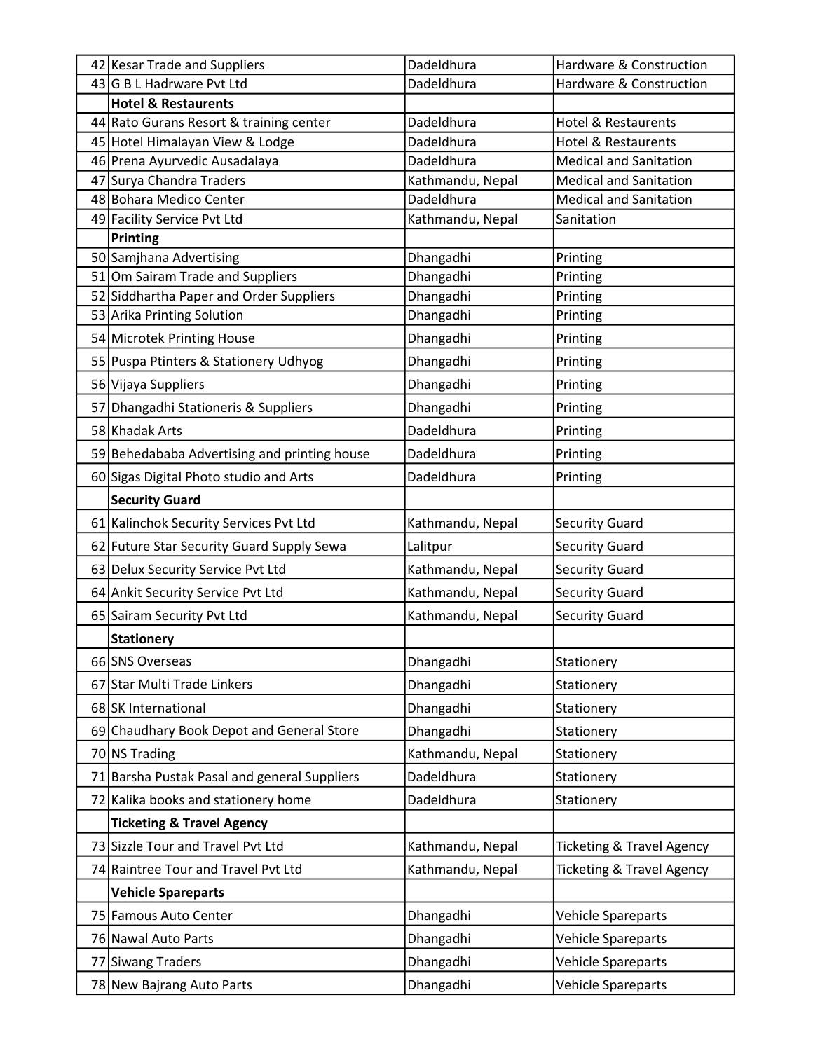| | | | |
|---|---|---|---|
| 42 | Kesar Trade and Suppliers | Dadeldhura | Hardware & Construction |
| 43 | G B L Hadrware Pvt Ltd | Dadeldhura | Hardware & Construction |
| | **Hotel & Restaurents** | | |
| 44 | Rato Gurans Resort & training center | Dadeldhura | Hotel & Restaurents |
| 45 | Hotel Himalayan View & Lodge | Dadeldhura | Hotel & Restaurents |
| 46 | Prena Ayurvedic Ausadalaya | Dadeldhura | Medical and Sanitation |
| 47 | Surya Chandra Traders | Kathmandu, Nepal | Medical and Sanitation |
| 48 | Bohara Medico Center | Dadeldhura | Medical and Sanitation |
| 49 | Facility Service Pvt Ltd | Kathmandu, Nepal | Sanitation |
| | **Printing** | | |
| 50 | Samjhana Advertising | Dhangadhi | Printing |
| 51 | Om Sairam Trade and Suppliers | Dhangadhi | Printing |
| 52 | Siddhartha Paper and Order Suppliers | Dhangadhi | Printing |
| 53 | Arika Printing Solution | Dhangadhi | Printing |
| 54 | Microtek Printing House | Dhangadhi | Printing |
| 55 | Puspa Ptinters & Stationery Udhyog | Dhangadhi | Printing |
| 56 | Vijaya Suppliers | Dhangadhi | Printing |
| 57 | Dhangadhi Stationeris & Suppliers | Dhangadhi | Printing |
| 58 | Khadak Arts | Dadeldhura | Printing |
| 59 | Behedababa Advertising and printing house | Dadeldhura | Printing |
| 60 | Sigas Digital Photo studio and Arts | Dadeldhura | Printing |
| | **Security Guard** | | |
| 61 | Kalinchok Security Services Pvt Ltd | Kathmandu, Nepal | Security Guard |
| 62 | Future Star Security Guard Supply Sewa | Lalitpur | Security Guard |
| 63 | Delux Security Service Pvt Ltd | Kathmandu, Nepal | Security Guard |
| 64 | Ankit Security Service Pvt Ltd | Kathmandu, Nepal | Security Guard |
| 65 | Sairam Security Pvt Ltd | Kathmandu, Nepal | Security Guard |
| | **Stationery** | | |
| 66 | SNS Overseas | Dhangadhi | Stationery |
| 67 | Star Multi Trade Linkers | Dhangadhi | Stationery |
| 68 | SK International | Dhangadhi | Stationery |
| 69 | Chaudhary Book Depot and General Store | Dhangadhi | Stationery |
| 70 | NS Trading | Kathmandu, Nepal | Stationery |
| 71 | Barsha Pustak Pasal and general Suppliers | Dadeldhura | Stationery |
| 72 | Kalika books and stationery home | Dadeldhura | Stationery |
| | **Ticketing & Travel Agency** | | |
| 73 | Sizzle Tour and Travel Pvt Ltd | Kathmandu, Nepal | Ticketing & Travel Agency |
| 74 | Raintree Tour and Travel Pvt Ltd | Kathmandu, Nepal | Ticketing & Travel Agency |
| | **Vehicle Spareparts** | | |
| 75 | Famous Auto Center | Dhangadhi | Vehicle Spareparts |
| 76 | Nawal Auto Parts | Dhangadhi | Vehicle Spareparts |
| 77 | Siwang Traders | Dhangadhi | Vehicle Spareparts |
| 78 | New Bajrang Auto Parts | Dhangadhi | Vehicle Spareparts |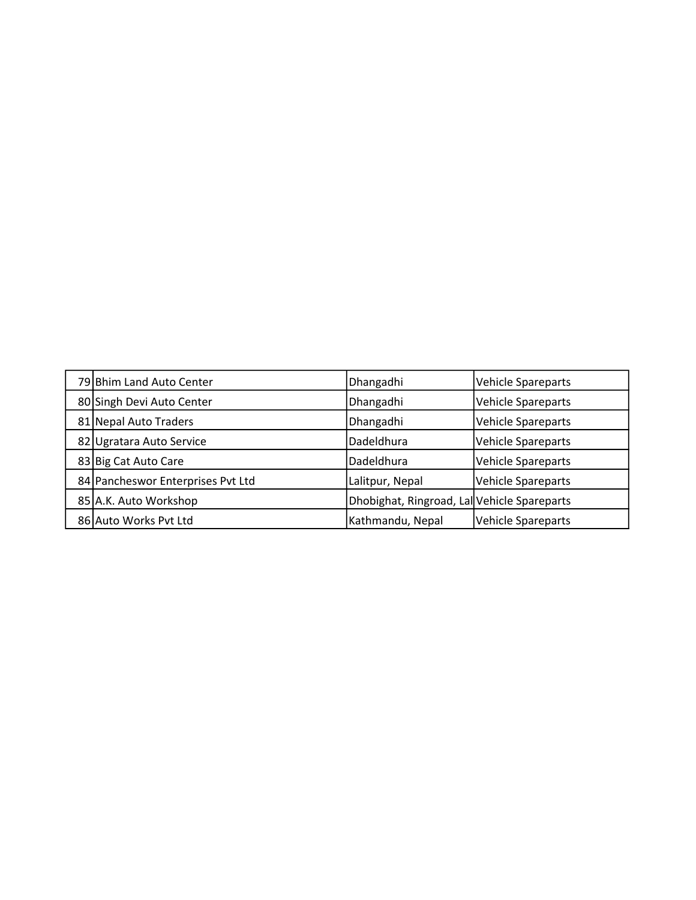| | | | |
|---|---|---|---|
| 79 | Bhim Land Auto Center | Dhangadhi | Vehicle Spareparts |
| 80 | Singh Devi Auto Center | Dhangadhi | Vehicle Spareparts |
| 81 | Nepal Auto Traders | Dhangadhi | Vehicle Spareparts |
| 82 | Ugratara Auto Service | Dadeldhura | Vehicle Spareparts |
| 83 | Big Cat Auto Care | Dadeldhura | Vehicle Spareparts |
| 84 | Pancheswor Enterprises Pvt Ltd | Lalitpur, Nepal | Vehicle Spareparts |
| 85 | A.K. Auto Workshop | Dhobighat, Ringroad, Lal | Vehicle Spareparts |
| 86 | Auto Works Pvt Ltd | Kathmandu, Nepal | Vehicle Spareparts |